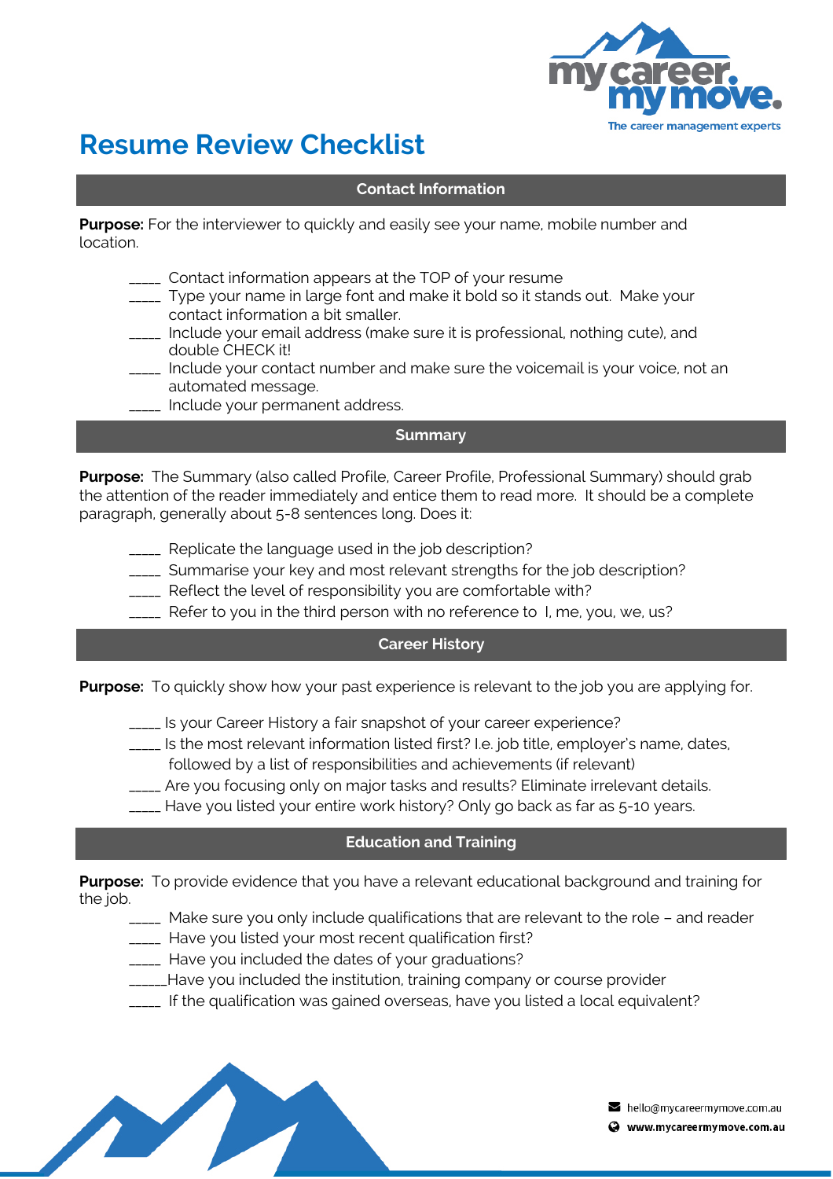# Resume Review Checklist

## Contact Information

**Purpose:** For the interviewer to quickly and easily see your name, mobile number and location.

- ____ Contact information appears at the TOP of your resume
- ____ Type your name in large font and make it bold so it stands out. Make your contact information a bit smaller.
- ____ Include your email address (make sure it is professional, nothing cute), and double CHECK it!
- ____ Include your contact number and make sure the voicemail is your voice, not an automated message.
- ____ Include your permanent address.

## Summary

**Purpose:** The Summary (also called Profile, Career Profile, Professional Summary) should grab the attention of the reader immediately and entice them to read more. It should be a complete paragraph, generally about 5-8 sentences long. Does it:

- ____ Replicate the language used in the job description?
- ____ Summarise your key and most relevant strengths for the job description?
- ____ Reflect the level of responsibility you are comfortable with?
- ____ Refer to you in the third person with no reference to I, me, you, we, us?

## Career History

**Purpose:** To quickly show how your past experience is relevant to the job you are applying for.

- ____ Is your Career History a fair snapshot of your career experience?
- ____ Is the most relevant information listed first? I.e. job title, employer's name, dates, followed by a list of responsibilities and achievements (if relevant)
- ____ Are you focusing only on major tasks and results? Eliminate irrelevant details.
- ____ Have you listed your entire work history? Only go back as far as 5-10 years.

## Education and Training

**Purpose:** To provide evidence that you have a relevant educational background and training for the job.

- ____ Make sure you only include qualifications that are relevant to the role – and reader
- ____ Have you listed your most recent qualification first?
- ____ Have you included the dates of your graduations?
- _____Have you included the institution, training company or course provider
- ____ If the qualification was gained overseas, have you listed a local equivalent?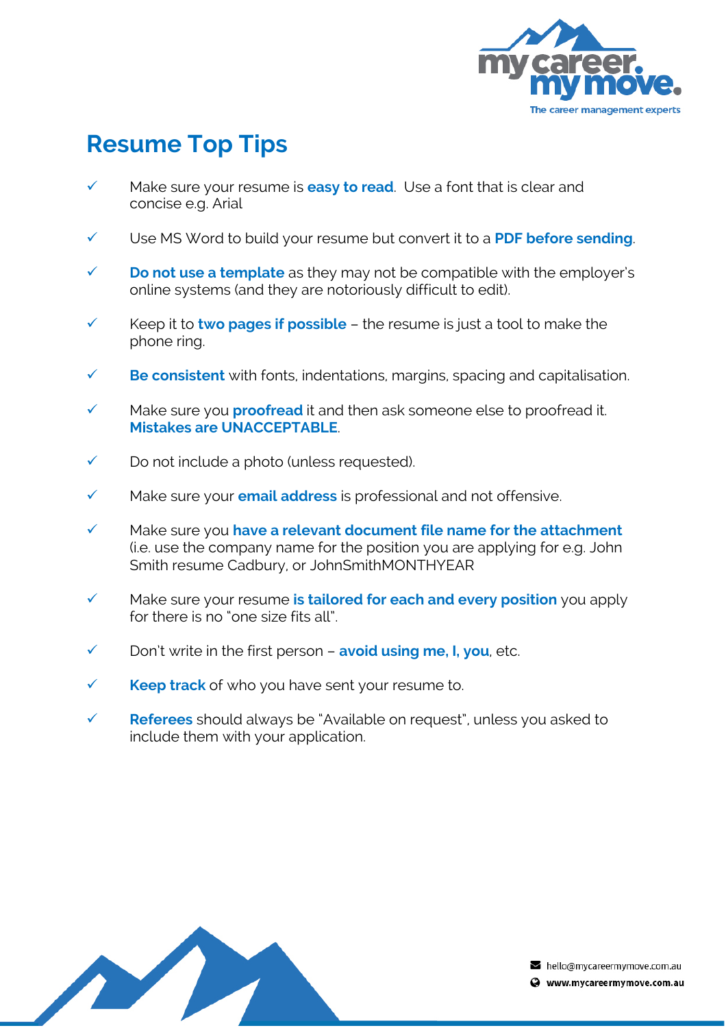# Resume Top Tips

- ✓ Make sure your resume is **easy to read**. Use a font that is clear and concise e.g. Arial
- ✓ Use MS Word to build your resume but convert it to a **PDF before sending**.
- ✓ **Do not use a template** as they may not be compatible with the employer's online systems (and they are notoriously difficult to edit).
- ✓ Keep it to **two pages if possible** – the resume is just a tool to make the phone ring.
- ✓ **Be consistent** with fonts, indentations, margins, spacing and capitalisation.
- ✓ Make sure you **proofread** it and then ask someone else to proofread it. **Mistakes are UNACCEPTABLE**.
- ✓ Do not include a photo (unless requested).
- ✓ Make sure your **email address** is professional and not offensive.
- ✓ Make sure you **have a relevant document file name for the attachment** (i.e. use the company name for the position you are applying for e.g. John Smith resume Cadbury, or JohnSmithMONTHYEAR
- ✓ Make sure your resume **is tailored for each and every position** you apply for there is no "one size fits all".
- ✓ Don't write in the first person – **avoid using me, I, you**, etc.
- ✓ **Keep track** of who you have sent your resume to.
- ✓ **Referees** should always be "Available on request", unless you asked to include them with your application.

hello@mycareermymove.com.au

www.mycareermymove.com.au